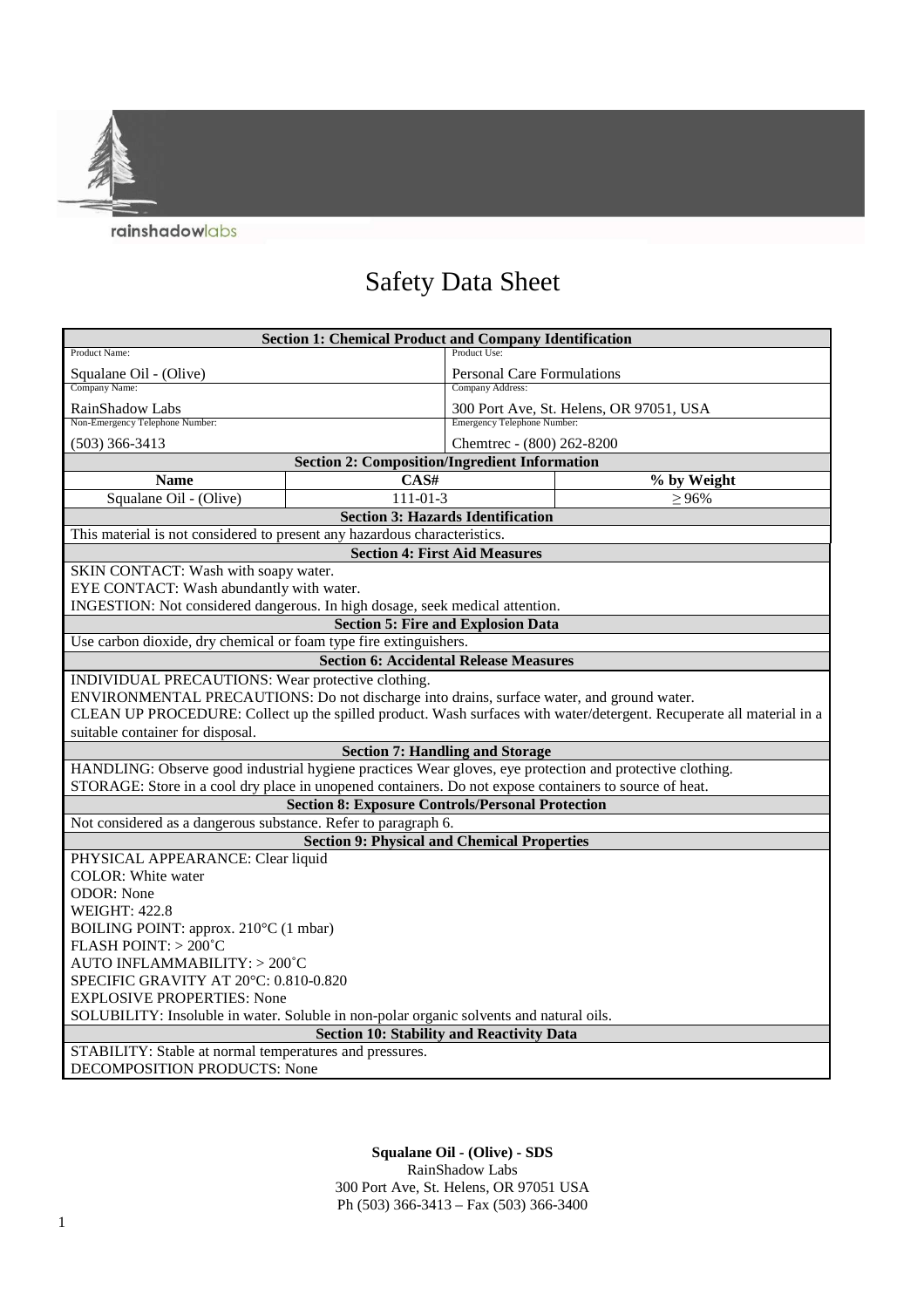rainshadowlabs

# Safety Data Sheet

## Section 1: Chemical Product and Company Identification

| Field | Value |
|---|---|
| Product Name: | Squalane Oil - (Olive) |
| Product Use: | Personal Care Formulations |
| Company Name: | RainShadow Labs |
| Company Address: | 300 Port Ave, St. Helens, OR 97051, USA |
| Non-Emergency Telephone Number: | (503) 366-3413 |
| Emergency Telephone Number: | Chemtrec - (800) 262-8200 |

## Section 2: Composition/Ingredient Information

| Name | CAS# | % by Weight |
|---|---|---|
| Squalane Oil - (Olive) | 111-01-3 | ≥ 96% |

## Section 3: Hazards Identification

This material is not considered to present any hazardous characteristics.

## Section 4: First Aid Measures

SKIN CONTACT: Wash with soapy water.
EYE CONTACT: Wash abundantly with water.
INGESTION: Not considered dangerous. In high dosage, seek medical attention.

## Section 5: Fire and Explosion Data

Use carbon dioxide, dry chemical or foam type fire extinguishers.

## Section 6: Accidental Release Measures

INDIVIDUAL PRECAUTIONS: Wear protective clothing.
ENVIRONMENTAL PRECAUTIONS: Do not discharge into drains, surface water, and ground water.
CLEAN UP PROCEDURE: Collect up the spilled product. Wash surfaces with water/detergent. Recuperate all material in a suitable container for disposal.

## Section 7: Handling and Storage

HANDLING: Observe good industrial hygiene practices Wear gloves, eye protection and protective clothing.
STORAGE: Store in a cool dry place in unopened containers. Do not expose containers to source of heat.

## Section 8: Exposure Controls/Personal Protection

Not considered as a dangerous substance. Refer to paragraph 6.

## Section 9: Physical and Chemical Properties

PHYSICAL APPEARANCE: Clear liquid
COLOR: White water
ODOR: None
WEIGHT: 422.8
BOILING POINT: approx. 210°C (1 mbar)
FLASH POINT: > 200˚C
AUTO INFLAMMABILITY: > 200˚C
SPECIFIC GRAVITY AT 20°C: 0.810-0.820
EXPLOSIVE PROPERTIES: None
SOLUBILITY: Insoluble in water. Soluble in non-polar organic solvents and natural oils.

## Section 10: Stability and Reactivity Data

STABILITY: Stable at normal temperatures and pressures.
DECOMPOSITION PRODUCTS: None

**Squalane Oil - (Olive) - SDS**
RainShadow Labs
300 Port Ave, St. Helens, OR 97051 USA
Ph (503) 366-3413 – Fax (503) 366-3400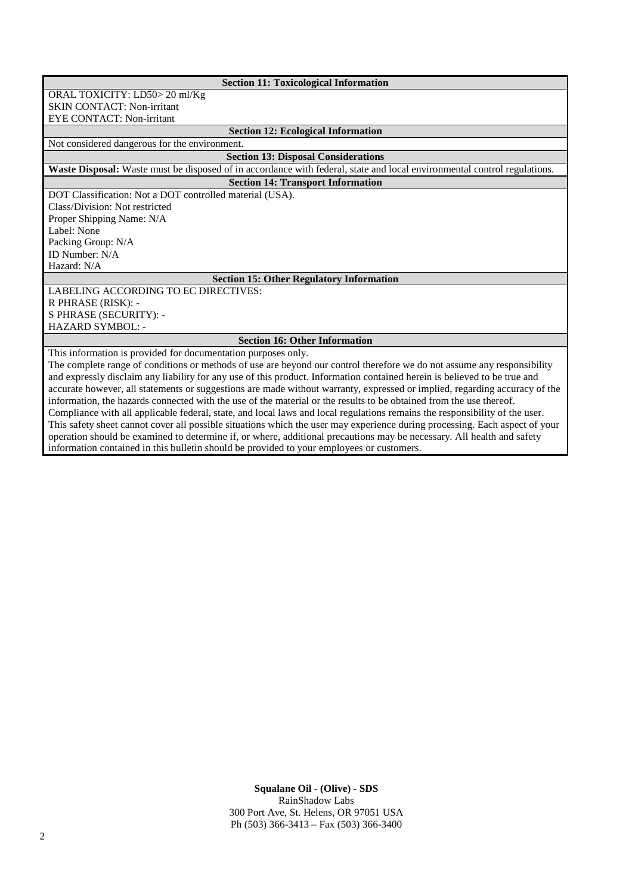## Section 11: Toxicological Information

ORAL TOXICITY: LD50> 20 ml/Kg
SKIN CONTACT: Non-irritant
EYE CONTACT: Non-irritant

## Section 12: Ecological Information

Not considered dangerous for the environment.

## Section 13: Disposal Considerations

**Waste Disposal:** Waste must be disposed of in accordance with federal, state and local environmental control regulations.

## Section 14: Transport Information

DOT Classification: Not a DOT controlled material (USA).
Class/Division: Not restricted
Proper Shipping Name: N/A
Label: None
Packing Group: N/A
ID Number: N/A
Hazard: N/A

## Section 15: Other Regulatory Information

LABELING ACCORDING TO EC DIRECTIVES:
R PHRASE (RISK): -
S PHRASE (SECURITY): -
HAZARD SYMBOL: -

## Section 16: Other Information

This information is provided for documentation purposes only.
The complete range of conditions or methods of use are beyond our control therefore we do not assume any responsibility and expressly disclaim any liability for any use of this product. Information contained herein is believed to be true and accurate however, all statements or suggestions are made without warranty, expressed or implied, regarding accuracy of the information, the hazards connected with the use of the material or the results to be obtained from the use thereof. Compliance with all applicable federal, state, and local laws and local regulations remains the responsibility of the user. This safety sheet cannot cover all possible situations which the user may experience during processing. Each aspect of your operation should be examined to determine if, or where, additional precautions may be necessary. All health and safety information contained in this bulletin should be provided to your employees or customers.

**Squalane Oil - (Olive) - SDS**
RainShadow Labs
300 Port Ave, St. Helens, OR 97051 USA
Ph (503) 366-3413 – Fax (503) 366-3400